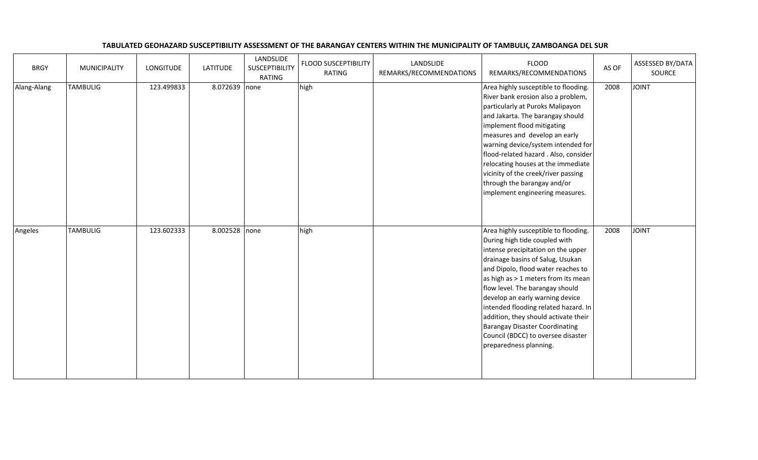**TABULATED GEOHAZARD SUSCEPTIBILITY ASSESSMENT OF THE BARANGAY CENTERS WITHIN THE MUNICIPALITY OF TAMBULIG, ZAMBOANGA DEL SUR**

| BRGY | MUNICIPALITY | LONGITUDE | LATITUDE | LANDSLIDE SUSCEPTIBILITY RATING | FLOOD SUSCEPTIBILITY RATING | LANDSLIDE REMARKS/RECOMMENDATIONS | FLOOD REMARKS/RECOMMENDATIONS | AS OF | ASSESSED BY/DATA SOURCE |
|---|---|---|---|---|---|---|---|---|---|
| Alang-Alang | TAMBULIG | 123.499833 | 8.072639 | none | high | | Area highly susceptible to flooding. River bank erosion also a problem, particularly at Puroks Malipayon and Jakarta. The barangay should implement flood mitigating measures and develop an early warning device/system intended for flood-related hazard . Also, consider relocating houses at the immediate vicinity of the creek/river passing through the barangay and/or implement engineering measures. | 2008 | JOINT |
| Angeles | TAMBULIG | 123.602333 | 8.002528 | none | high | | Area highly susceptible to flooding. During high tide coupled with intense precipitation on the upper drainage basins of Salug, Usukan and Dipolo, flood water reaches to as high as > 1 meters from its mean flow level. The barangay should develop an early warning device intended flooding related hazard. In addition, they should activate their Barangay Disaster Coordinating Council (BDCC) to oversee disaster preparedness planning. | 2008 | JOINT |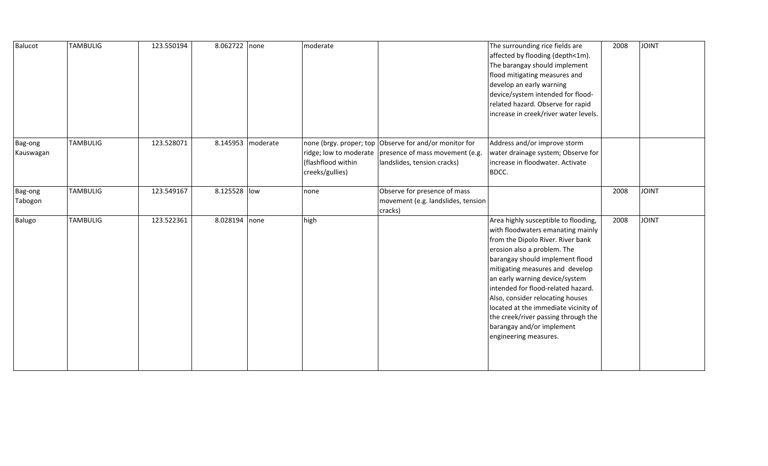| Balucot | TAMBULIG | 123.550194 | 8.062722 | none | moderate | | The surrounding rice fields are affected by flooding (depth<1m). The barangay should implement flood mitigating measures and develop an early warning device/system intended for flood-related hazard. Observe for rapid increase in creek/river water levels. | 2008 | JOINT |
|---|---|---|---|---|---|---|---|---|---|
| Bag-ong Kauswagan | TAMBULIG | 123.528071 | 8.145953 | moderate | none (brgy. proper; top ridge; low to moderate (flashflood within creeks/gullies) | Observe for and/or monitor for presence of mass movement (e.g. landslides, tension cracks) | Address and/or improve storm water drainage system; Observe for increase in floodwater. Activate BDCC. | | |
| Bag-ong Tabogon | TAMBULIG | 123.549167 | 8.125528 | low | none | Observe for presence of mass movement (e.g. landslides, tension cracks) | | 2008 | JOINT |
| Balugo | TAMBULIG | 123.522361 | 8.028194 | none | high | | Area highly susceptible to flooding, with floodwaters emanating mainly from the Dipolo River. River bank erosion also a problem. The barangay should implement flood mitigating measures and develop an early warning device/system intended for flood-related hazard. Also, consider relocating houses located at the immediate vicinity of the creek/river passing through the barangay and/or implement engineering measures. | 2008 | JOINT |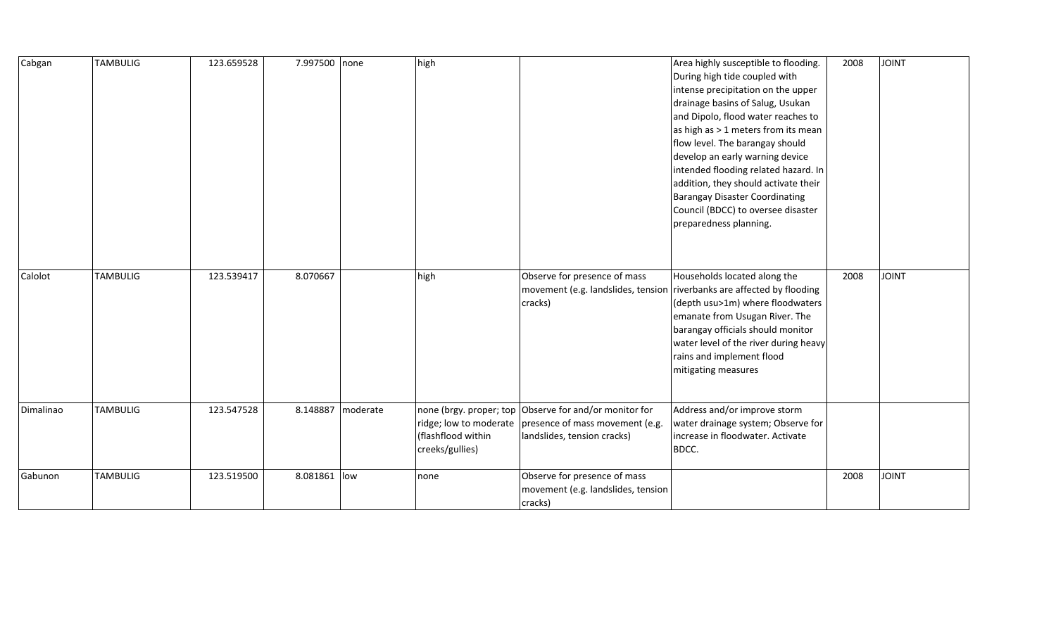| | | | | | | | | | |
|---|---|---|---|---|---|---|---|---|---|
| Cabgan | TAMBULIG | 123.659528 | 7.997500 | none | high | | Area highly susceptible to flooding. During high tide coupled with intense precipitation on the upper drainage basins of Salug, Usukan and Dipolo, flood water reaches to as high as > 1 meters from its mean flow level. The barangay should develop an early warning device intended flooding related hazard. In addition, they should activate their Barangay Disaster Coordinating Council (BDCC) to oversee disaster preparedness planning. | 2008 | JOINT |
| Calolot | TAMBULIG | 123.539417 | 8.070667 | | high | Observe for presence of mass movement (e.g. landslides, tension cracks) | Households located along the riverbanks are affected by flooding (depth usu>1m) where floodwaters emanate from Usugan River. The barangay officials should monitor water level of the river during heavy rains and implement flood mitigating measures | 2008 | JOINT |
| Dimalinao | TAMBULIG | 123.547528 | 8.148887 | moderate | none (brgy. proper; top ridge; low to moderate (flashflood within creeks/gullies) | Observe for and/or monitor for presence of mass movement (e.g. landslides, tension cracks) | Address and/or improve storm water drainage system; Observe for increase in floodwater. Activate BDCC. | | |
| Gabunon | TAMBULIG | 123.519500 | 8.081861 | low | none | Observe for presence of mass movement (e.g. landslides, tension cracks) | | 2008 | JOINT |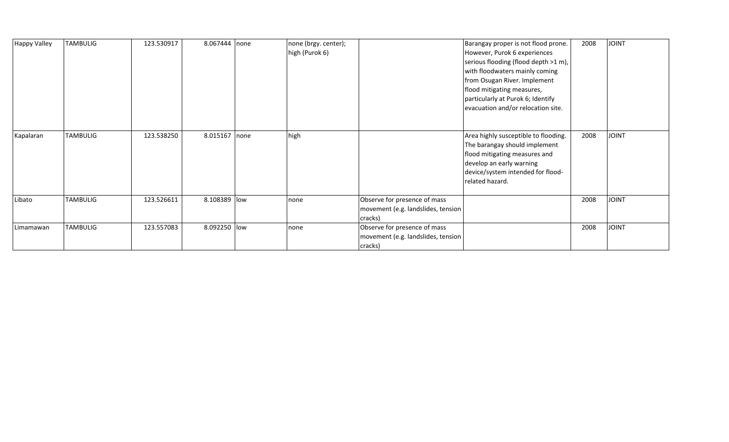| | | | | | | | | | |
|---|---|---|---|---|---|---|---|---|---|
| Happy Valley | TAMBULIG | 123.530917 | 8.067444 | none | none (brgy. center); high (Purok 6) | | Barangay proper is not flood prone. However, Purok 6 experiences serious flooding (flood depth >1 m), with floodwaters mainly coming from Osugan River. Implement flood mitigating measures, particularly at Purok 6; Identify evacuation and/or relocation site. | 2008 | JOINT |
| Kapalaran | TAMBULIG | 123.538250 | 8.015167 | none | high | | Area highly susceptible to flooding. The barangay should implement flood mitigating measures and develop an early warning device/system intended for flood-related hazard. | 2008 | JOINT |
| Libato | TAMBULIG | 123.526611 | 8.108389 | low | none | Observe for presence of mass movement (e.g. landslides, tension cracks) | | 2008 | JOINT |
| Limamawan | TAMBULIG | 123.557083 | 8.092250 | low | none | Observe for presence of mass movement (e.g. landslides, tension cracks) | | 2008 | JOINT |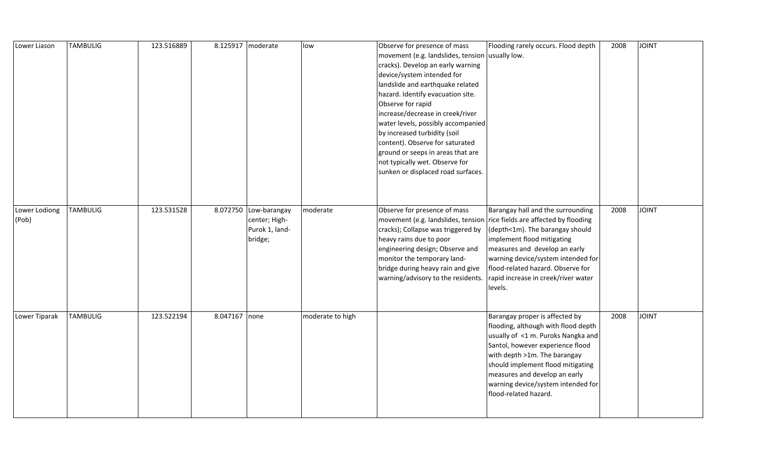| | | | | | | | | | |
|---|---|---|---|---|---|---|---|---|---|
| Lower Liason | TAMBULIG | 123.516889 | 8.125917 | moderate | low | Observe for presence of mass movement (e.g. landslides, tension cracks). Develop an early warning device/system intended for landslide and earthquake related hazard. Identify evacuation site. Observe for rapid increase/decrease in creek/river water levels, possibly accompanied by increased turbidity (soil content). Observe for saturated ground or seeps in areas that are not typically wet. Observe for sunken or displaced road surfaces. | Flooding rarely occurs. Flood depth usually low. | 2008 | JOINT |
| Lower Lodiong (Pob) | TAMBULIG | 123.531528 | 8.072750 | Low-barangay center; High-Purok 1, land-bridge; | moderate | Observe for presence of mass movement (e.g. landslides, tension cracks); Collapse was triggered by heavy rains due to poor engineering design; Observe and monitor the temporary land-bridge during heavy rain and give warning/advisory to the residents. | Barangay hall and the surrounding rice fields are affected by flooding (depth<1m). The barangay should implement flood mitigating measures and develop an early warning device/system intended for flood-related hazard. Observe for rapid increase in creek/river water levels. | 2008 | JOINT |
| Lower Tiparak | TAMBULIG | 123.522194 | 8.047167 | none | moderate to high | | Barangay proper is affected by flooding, although with flood depth usually of <1 m. Puroks Nangka and Santol, however experience flood with depth >1m. The barangay should implement flood mitigating measures and develop an early warning device/system intended for flood-related hazard. | 2008 | JOINT |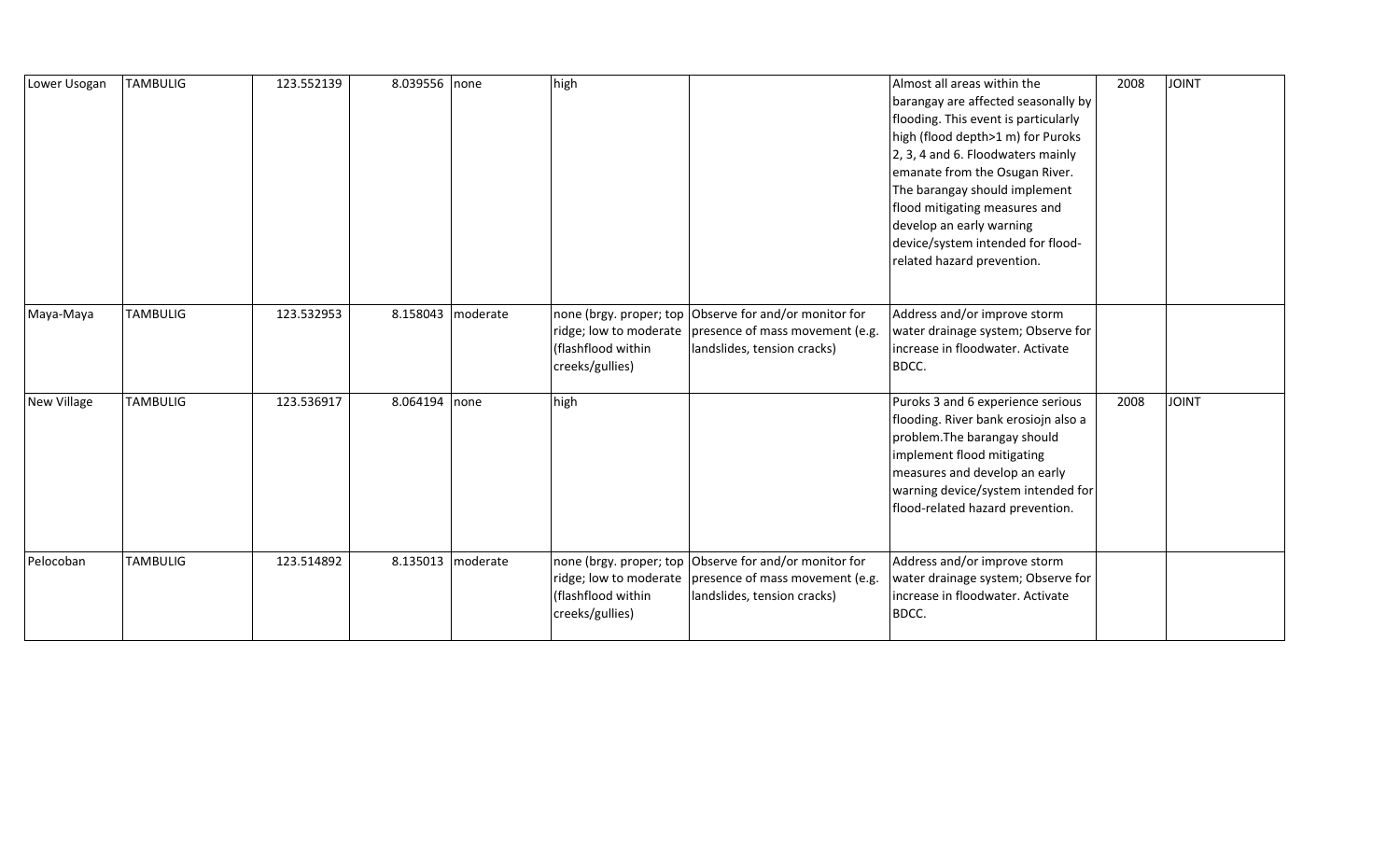| | | | | | | | | | |
|---|---|---|---|---|---|---|---|---|---|
| Lower Usogan | TAMBULIG | 123.552139 | 8.039556 | none | high | | Almost all areas within the barangay are affected seasonally by flooding. This event is particularly high (flood depth>1 m) for Puroks 2, 3, 4 and 6. Floodwaters mainly emanate from the Osugan River. The barangay should implement flood mitigating measures and develop an early warning device/system intended for flood-related hazard prevention. | 2008 | JOINT |
| Maya-Maya | TAMBULIG | 123.532953 | 8.158043 | moderate | none (brgy. proper; top ridge; low to moderate (flashflood within creeks/gullies) | Observe for and/or monitor for presence of mass movement (e.g. landslides, tension cracks) | Address and/or improve storm water drainage system; Observe for increase in floodwater. Activate BDCC. | | |
| New Village | TAMBULIG | 123.536917 | 8.064194 | none | high | | Puroks 3 and 6 experience serious flooding. River bank erosiojn also a problem.The barangay should implement flood mitigating measures and develop an early warning device/system intended for flood-related hazard prevention. | 2008 | JOINT |
| Pelocoban | TAMBULIG | 123.514892 | 8.135013 | moderate | none (brgy. proper; top ridge; low to moderate (flashflood within creeks/gullies) | Observe for and/or monitor for presence of mass movement (e.g. landslides, tension cracks) | Address and/or improve storm water drainage system; Observe for increase in floodwater. Activate BDCC. | | |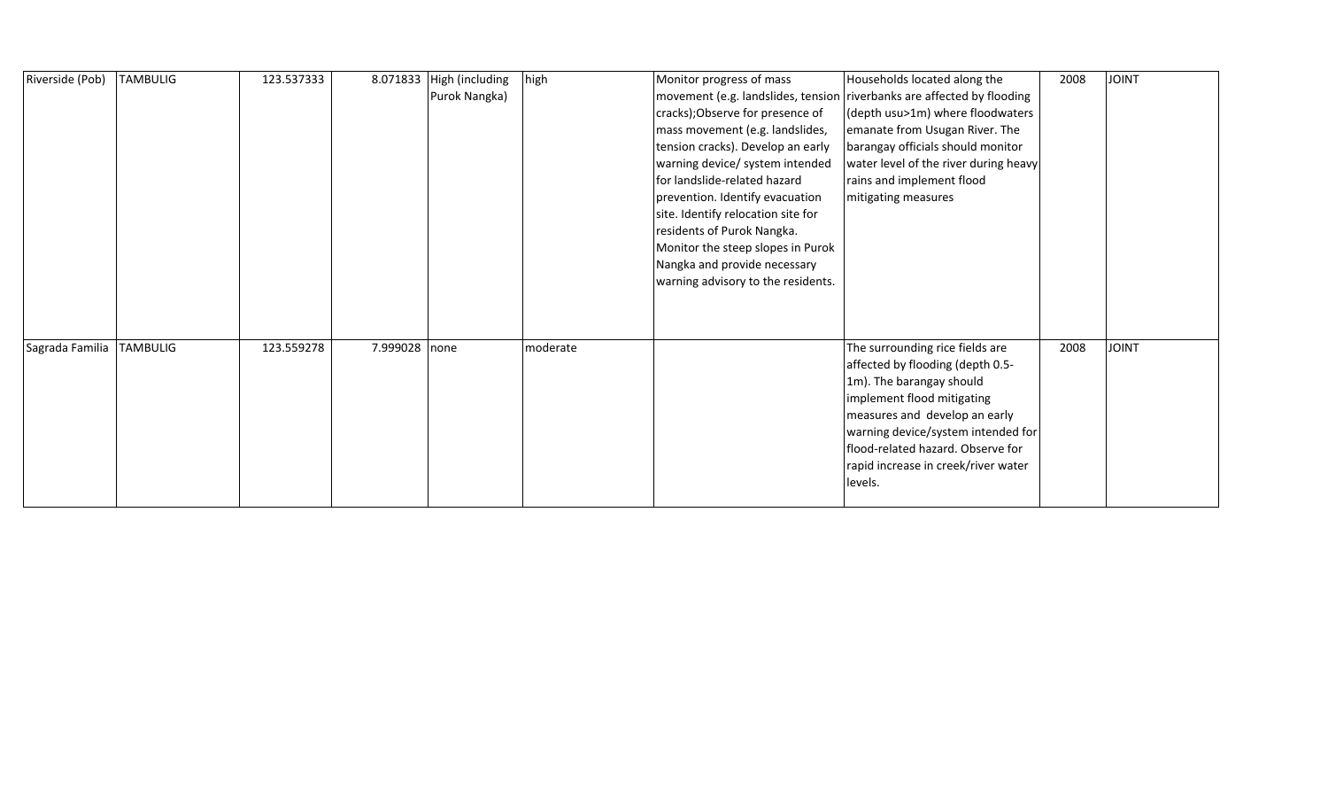| | | | | | | | | | |
|---|---|---|---|---|---|---|---|---|---|
| Riverside (Pob) | TAMBULIG | 123.537333 | 8.071833 | High (including Purok Nangka) | high | Monitor progress of mass movement (e.g. landslides, tension cracks);Observe for presence of mass movement (e.g. landslides, tension cracks). Develop an early warning device/ system intended for landslide-related hazard prevention. Identify evacuation site. Identify relocation site for residents of Purok Nangka. Monitor the steep slopes in Purok Nangka and provide necessary warning advisory to the residents. | Households located along the riverbanks are affected by flooding (depth usu>1m) where floodwaters emanate from Usugan River. The barangay officials should monitor water level of the river during heavy rains and implement flood mitigating measures | 2008 | JOINT |
| Sagrada Familia | TAMBULIG | 123.559278 | 7.999028 | none | moderate | | The surrounding rice fields are affected by flooding (depth 0.5-1m). The barangay should implement flood mitigating measures and develop an early warning device/system intended for flood-related hazard. Observe for rapid increase in creek/river water levels. | 2008 | JOINT |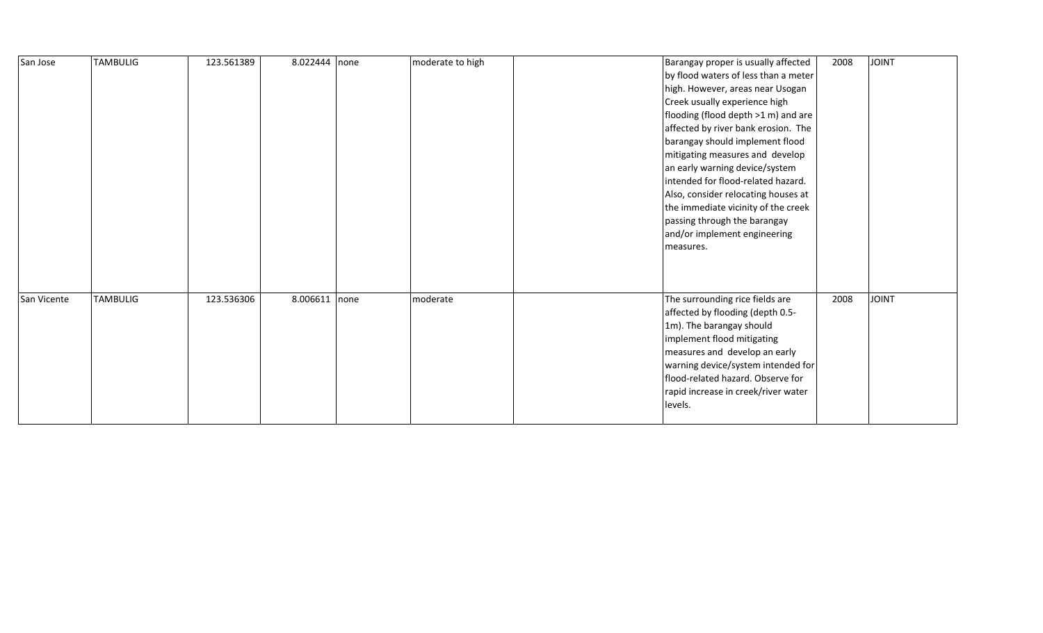| | | | | | | | | | |
|---|---|---|---|---|---|---|---|---|---|
| San Jose | TAMBULIG | 123.561389 | 8.022444 | none | moderate to high | | Barangay proper is usually affected by flood waters of less than a meter high. However, areas near Usogan Creek usually experience high flooding (flood depth >1 m) and are affected by river bank erosion. The barangay should implement flood mitigating measures and develop an early warning device/system intended for flood-related hazard. Also, consider relocating houses at the immediate vicinity of the creek passing through the barangay and/or implement engineering measures. | 2008 | JOINT |
| San Vicente | TAMBULIG | 123.536306 | 8.006611 | none | moderate | | The surrounding rice fields are affected by flooding (depth 0.5-1m). The barangay should implement flood mitigating measures and develop an early warning device/system intended for flood-related hazard. Observe for rapid increase in creek/river water levels. | 2008 | JOINT |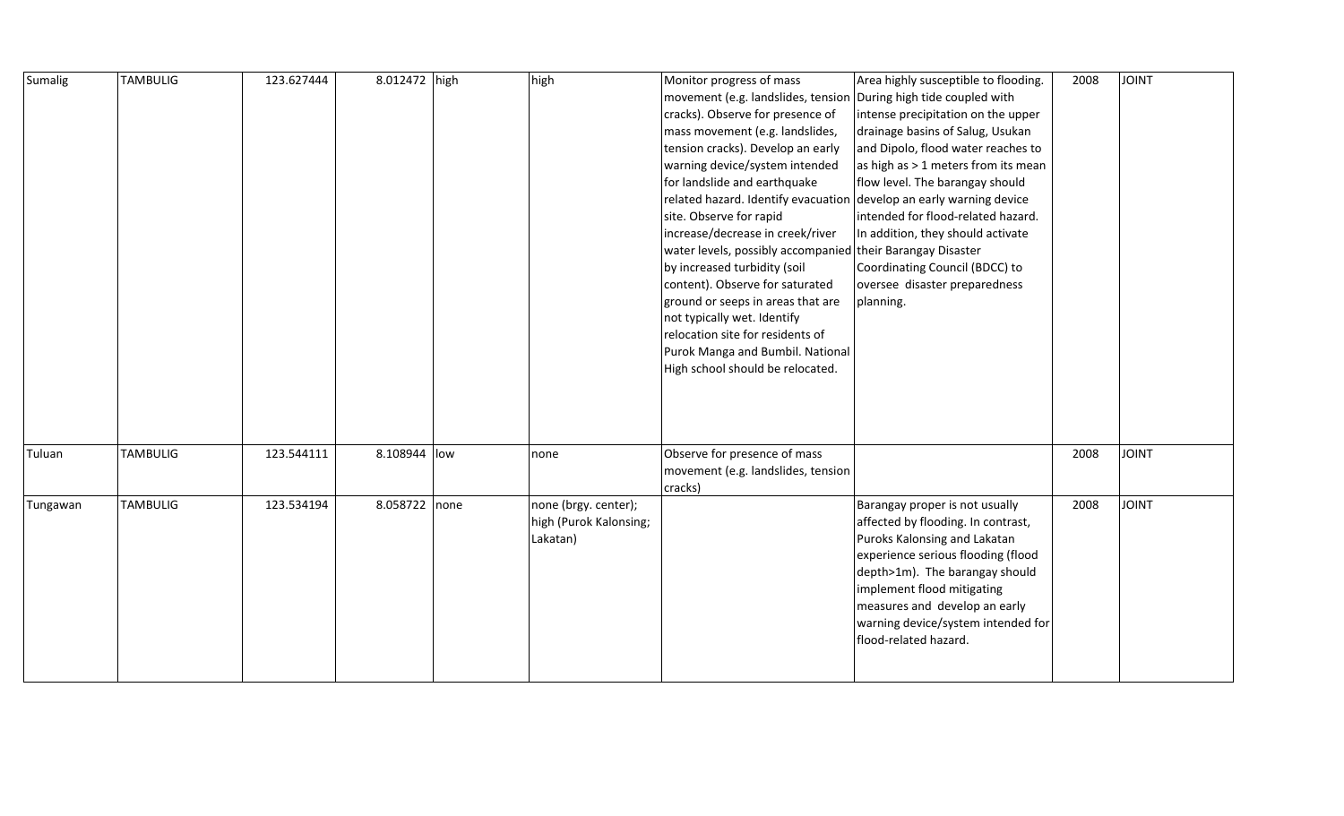| | | | | | | | | | |
|---|---|---|---|---|---|---|---|---|---|
| Sumalig | TAMBULIG | 123.627444 | 8.012472 | high | high | Monitor progress of mass movement (e.g. landslides, tension cracks). Observe for presence of mass movement (e.g. landslides, tension cracks). Develop an early warning device/system intended for landslide and earthquake related hazard. Identify evacuation site. Observe for rapid increase/decrease in creek/river water levels, possibly accompanied by increased turbidity (soil content). Observe for saturated ground or seeps in areas that are not typically wet. Identify relocation site for residents of Purok Manga and Bumbil. National High school should be relocated. | Area highly susceptible to flooding. During high tide coupled with intense precipitation on the upper drainage basins of Salug, Usukan and Dipolo, flood water reaches to as high as > 1 meters from its mean flow level. The barangay should develop an early warning device intended for flood-related hazard. In addition, they should activate their Barangay Disaster Coordinating Council (BDCC) to oversee disaster preparedness planning. | 2008 | JOINT |
| Tuluan | TAMBULIG | 123.544111 | 8.108944 | low | none | Observe for presence of mass movement (e.g. landslides, tension cracks) | | 2008 | JOINT |
| Tungawan | TAMBULIG | 123.534194 | 8.058722 | none | none (brgy. center); high (Purok Kalonsing; Lakatan) | | Barangay proper is not usually affected by flooding. In contrast, Puroks Kalonsing and Lakatan experience serious flooding (flood depth>1m). The barangay should implement flood mitigating measures and develop an early warning device/system intended for flood-related hazard. | 2008 | JOINT |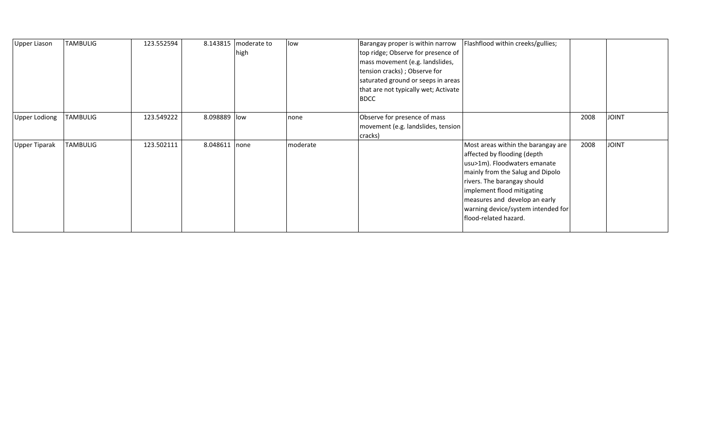| | | | | | | | | | |
|---|---|---|---|---|---|---|---|---|---|
| Upper Liason | TAMBULIG | 123.552594 | 8.143815 | moderate to high | low | Barangay proper is within narrow top ridge; Observe for presence of mass movement (e.g. landslides, tension cracks) ; Observe for saturated ground or seeps in areas that are not typically wet; Activate BDCC | Flashflood within creeks/gullies; | | |
| Upper Lodiong | TAMBULIG | 123.549222 | 8.098889 | low | none | Observe for presence of mass movement (e.g. landslides, tension cracks) | | 2008 | JOINT |
| Upper Tiparak | TAMBULIG | 123.502111 | 8.048611 | none | moderate | | Most areas within the barangay are affected by flooding (depth usu>1m). Floodwaters emanate mainly from the Salug and Dipolo rivers. The barangay should implement flood mitigating measures and develop an early warning device/system intended for flood-related hazard. | 2008 | JOINT |